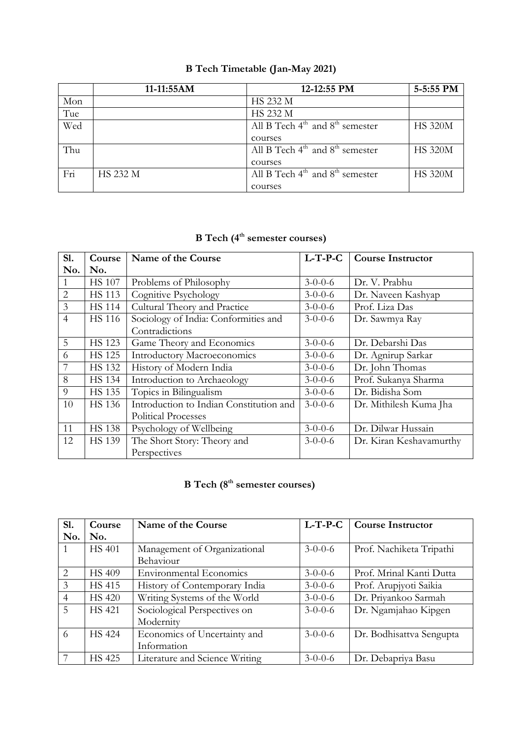## B Tech Timetable (Jan-May 2021)

| | 11-11:55AM | 12-12:55 PM | 5-5:55 PM |
|---|---|---|---|
| Mon | | HS 232 M | |
| Tue | | HS 232 M | |
| Wed | | All B Tech 4th and 8th semester courses | HS 320M |
| Thu | | All B Tech 4th and 8th semester courses | HS 320M |
| Fri | HS 232 M | All B Tech 4th and 8th semester courses | HS 320M |

## B Tech (4th semester courses)

| Sl. No. | Course No. | Name of the Course | L-T-P-C | Course Instructor |
|---|---|---|---|---|
| 1 | HS 107 | Problems of Philosophy | 3-0-0-6 | Dr. V. Prabhu |
| 2 | HS 113 | Cognitive Psychology | 3-0-0-6 | Dr. Naveen Kashyap |
| 3 | HS 114 | Cultural Theory and Practice | 3-0-0-6 | Prof. Liza Das |
| 4 | HS 116 | Sociology of India: Conformities and Contradictions | 3-0-0-6 | Dr. Sawmya Ray |
| 5 | HS 123 | Game Theory and Economics | 3-0-0-6 | Dr. Debarshi Das |
| 6 | HS 125 | Introductory Macroeconomics | 3-0-0-6 | Dr. Agnirup Sarkar |
| 7 | HS 132 | History of Modern India | 3-0-0-6 | Dr. John Thomas |
| 8 | HS 134 | Introduction to Archaeology | 3-0-0-6 | Prof. Sukanya Sharma |
| 9 | HS 135 | Topics in Bilingualism | 3-0-0-6 | Dr. Bidisha Som |
| 10 | HS 136 | Introduction to Indian Constitution and Political Processes | 3-0-0-6 | Dr. Mithilesh Kuma Jha |
| 11 | HS 138 | Psychology of Wellbeing | 3-0-0-6 | Dr. Dilwar Hussain |
| 12 | HS 139 | The Short Story: Theory and Perspectives | 3-0-0-6 | Dr. Kiran Keshavamurthy |

## B Tech (8th semester courses)

| Sl. No. | Course No. | Name of the Course | L-T-P-C | Course Instructor |
|---|---|---|---|---|
| 1 | HS 401 | Management of Organizational Behaviour | 3-0-0-6 | Prof. Nachiketa Tripathi |
| 2 | HS 409 | Environmental Economics | 3-0-0-6 | Prof. Mrinal Kanti Dutta |
| 3 | HS 415 | History of Contemporary India | 3-0-0-6 | Prof. Arupjyoti Saikia |
| 4 | HS 420 | Writing Systems of the World | 3-0-0-6 | Dr. Priyankoo Sarmah |
| 5 | HS 421 | Sociological Perspectives on Modernity | 3-0-0-6 | Dr. Ngamjahao Kipgen |
| 6 | HS 424 | Economics of Uncertainty and Information | 3-0-0-6 | Dr. Bodhisattva Sengupta |
| 7 | HS 425 | Literature and Science Writing | 3-0-0-6 | Dr. Debapriya Basu |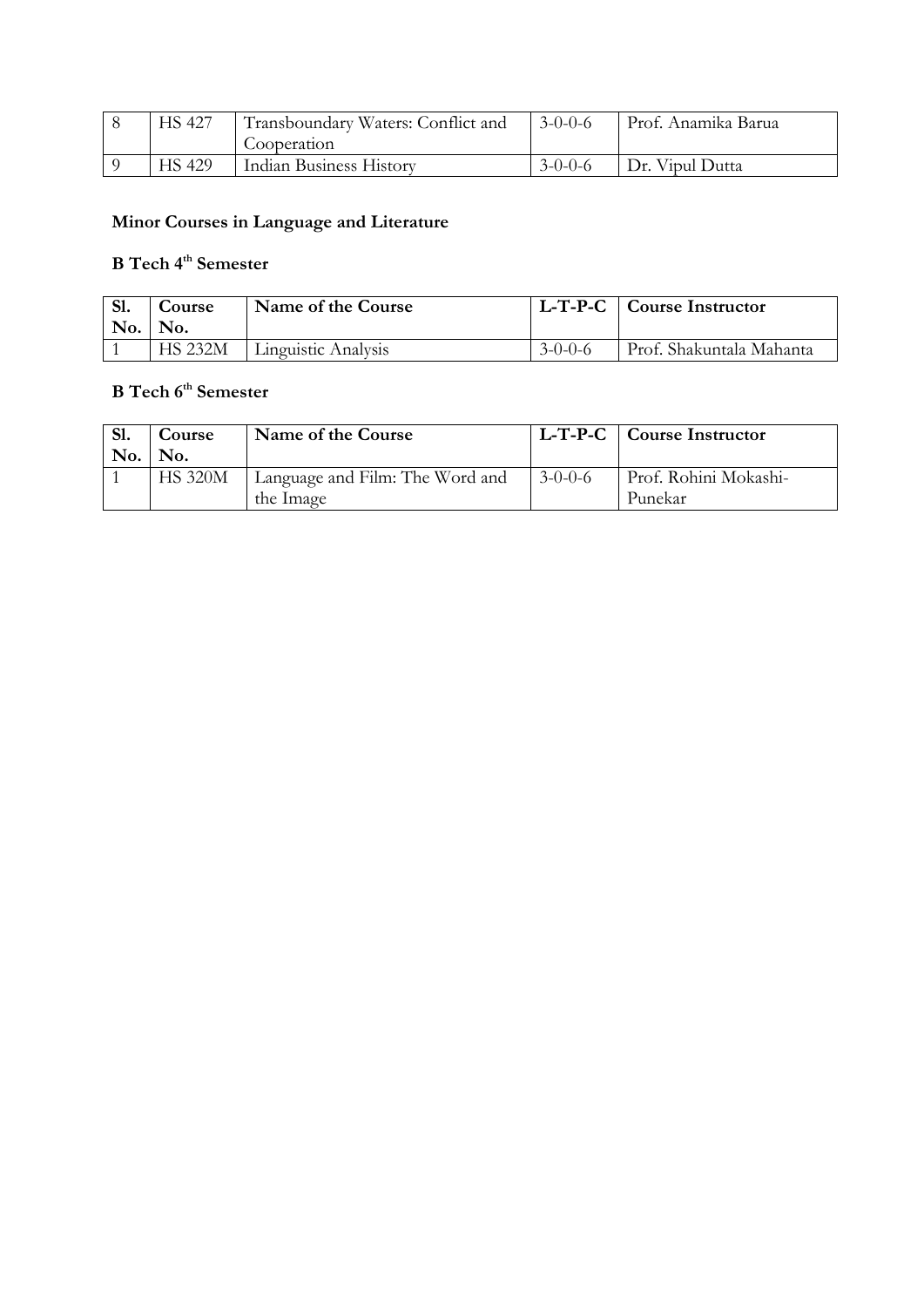| | | | | |
|---|---|---|---|---|
| 8 | HS 427 | Transboundary Waters: Conflict and Cooperation | 3-0-0-6 | Prof. Anamika Barua |
| 9 | HS 429 | Indian Business History | 3-0-0-6 | Dr. Vipul Dutta |

**Minor Courses in Language and Literature**

**B Tech 4th Semester**

| Sl. No. | Course No. | Name of the Course | L-T-P-C | Course Instructor |
|---|---|---|---|---|
| 1 | HS 232M | Linguistic Analysis | 3-0-0-6 | Prof. Shakuntala Mahanta |

**B Tech 6th Semester**

| Sl. No. | Course No. | Name of the Course | L-T-P-C | Course Instructor |
|---|---|---|---|---|
| 1 | HS 320M | Language and Film: The Word and the Image | 3-0-0-6 | Prof. Rohini Mokashi-Punekar |